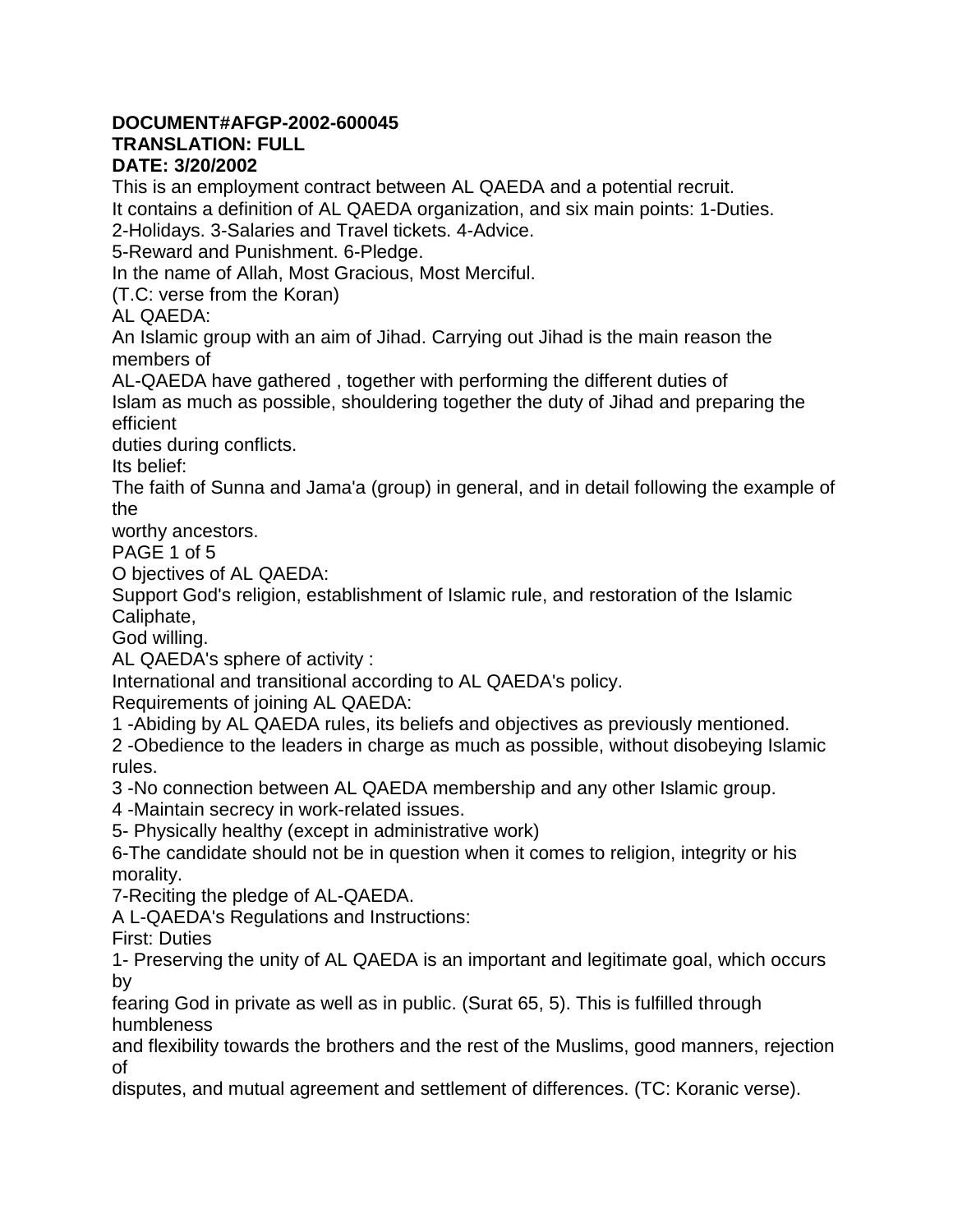**DOCUMENT#AFGP-2002-600045**
**TRANSLATION: FULL**
**DATE: 3/20/2002**

This is an employment contract between AL QAEDA and a potential recruit.
It contains a definition of AL QAEDA organization, and six main points: 1-Duties.
2-Holidays. 3-Salaries and Travel tickets. 4-Advice.
5-Reward and Punishment. 6-Pledge.

In the name of Allah, Most Gracious, Most Merciful.
(T.C: verse from the Koran)

AL QAEDA:
An Islamic group with an aim of Jihad. Carrying out Jihad is the main reason the members of AL-QAEDA have gathered , together with performing the different duties of Islam as much as possible, shouldering together the duty of Jihad and preparing the efficient duties during conflicts.

Its belief:
The faith of Sunna and Jama'a (group) in general, and in detail following the example of the worthy ancestors.

O bjectives of AL QAEDA:
Support God's religion, establishment of Islamic rule, and restoration of the Islamic Caliphate, God willing.

AL QAEDA's sphere of activity :
International and transitional according to AL QAEDA's policy.

Requirements of joining AL QAEDA:
1 -Abiding by AL QAEDA rules, its beliefs and objectives as previously mentioned.
2 -Obedience to the leaders in charge as much as possible, without disobeying Islamic rules.
3 -No connection between AL QAEDA membership and any other Islamic group.
4 -Maintain secrecy in work-related issues.
5- Physically healthy (except in administrative work)
6-The candidate should not be in question when it comes to religion, integrity or his morality.
7-Reciting the pledge of AL-QAEDA.

A L-QAEDA's Regulations and Instructions:
First: Duties
1- Preserving the unity of AL QAEDA is an important and legitimate goal, which occurs by fearing God in private as well as in public. (Surat 65, 5). This is fulfilled through humbleness and flexibility towards the brothers and the rest of the Muslims, good manners, rejection of disputes, and mutual agreement and settlement of differences. (TC: Koranic verse).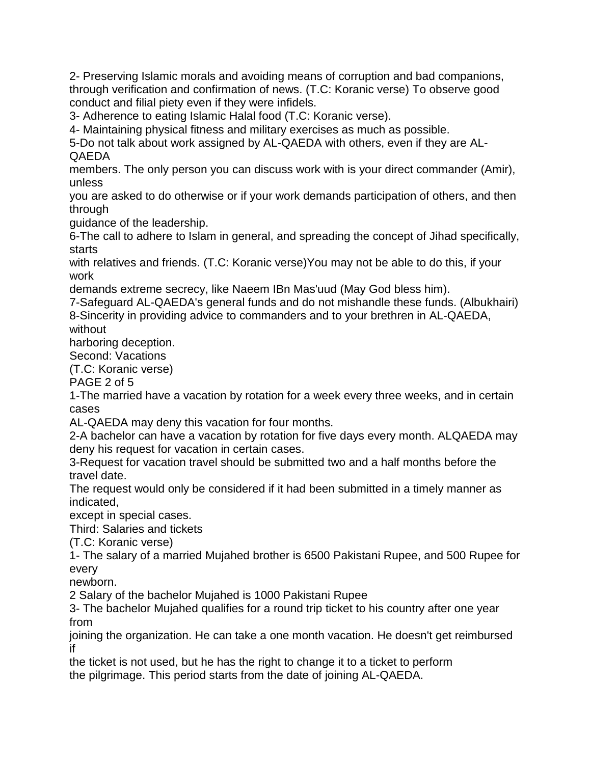2- Preserving Islamic morals and avoiding means of corruption and bad companions, through verification and confirmation of news. (T.C: Koranic verse) To observe good conduct and filial piety even if they were infidels.

3- Adherence to eating Islamic Halal food (T.C: Koranic verse).

4- Maintaining physical fitness and military exercises as much as possible.

5-Do not talk about work assigned by AL-QAEDA with others, even if they are AL-QAEDA members. The only person you can discuss work with is your direct commander (Amir), unless you are asked to do otherwise or if your work demands participation of others, and then through guidance of the leadership.

6-The call to adhere to Islam in general, and spreading the concept of Jihad specifically, starts with relatives and friends. (T.C: Koranic verse)You may not be able to do this, if your work demands extreme secrecy, like Naeem IBn Mas'uud (May God bless him).

7-Safeguard AL-QAEDA's general funds and do not mishandle these funds. (Albukhairi)

8-Sincerity in providing advice to commanders and to your brethren in AL-QAEDA, without harboring deception.

Second: Vacations

(T.C: Koranic verse)

1-The married have a vacation by rotation for a week every three weeks, and in certain cases AL-QAEDA may deny this vacation for four months.

2-A bachelor can have a vacation by rotation for five days every month. ALQAEDA may deny his request for vacation in certain cases.

3-Request for vacation travel should be submitted two and a half months before the travel date. The request would only be considered if it had been submitted in a timely manner as indicated, except in special cases.

Third: Salaries and tickets

(T.C: Koranic verse)

1- The salary of a married Mujahed brother is 6500 Pakistani Rupee, and 500 Rupee for every newborn.

2 Salary of the bachelor Mujahed is 1000 Pakistani Rupee

3- The bachelor Mujahed qualifies for a round trip ticket to his country after one year from joining the organization. He can take a one month vacation. He doesn't get reimbursed if the ticket is not used, but he has the right to change it to a ticket to perform the pilgrimage. This period starts from the date of joining AL-QAEDA.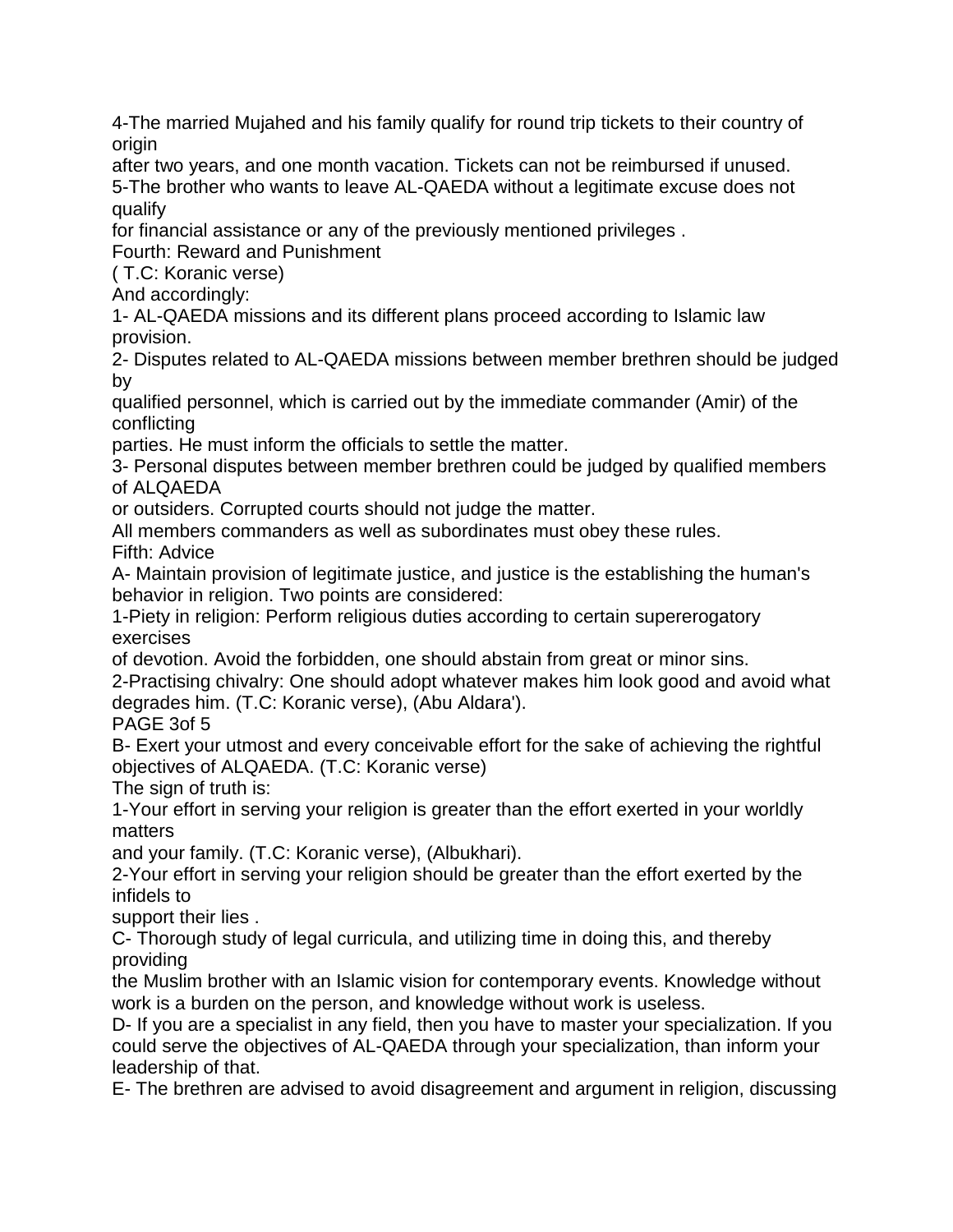4-The married Mujahed and his family qualify for round trip tickets to their country of origin after two years, and one month vacation. Tickets can not be reimbursed if unused.

5-The brother who wants to leave AL-QAEDA without a legitimate excuse does not qualify for financial assistance or any of the previously mentioned privileges .

Fourth: Reward and Punishment

( T.C: Koranic verse)

And accordingly:

1- AL-QAEDA missions and its different plans proceed according to Islamic law provision.

2- Disputes related to AL-QAEDA missions between member brethren should be judged by qualified personnel, which is carried out by the immediate commander (Amir) of the conflicting parties. He must inform the officials to settle the matter.

3- Personal disputes between member brethren could be judged by qualified members of ALQAEDA or outsiders. Corrupted courts should not judge the matter.

All members commanders as well as subordinates must obey these rules.

Fifth: Advice

A- Maintain provision of legitimate justice, and justice is the establishing the human's behavior in religion. Two points are considered:

1-Piety in religion: Perform religious duties according to certain supererogatory exercises of devotion. Avoid the forbidden, one should abstain from great or minor sins.

2-Practising chivalry: One should adopt whatever makes him look good and avoid what degrades him. (T.C: Koranic verse), (Abu Aldara').

B- Exert your utmost and every conceivable effort for the sake of achieving the rightful objectives of ALQAEDA. (T.C: Koranic verse)

The sign of truth is:

1-Your effort in serving your religion is greater than the effort exerted in your worldly matters and your family. (T.C: Koranic verse), (Albukhari).

2-Your effort in serving your religion should be greater than the effort exerted by the infidels to support their lies .

C- Thorough study of legal curricula, and utilizing time in doing this, and thereby providing the Muslim brother with an Islamic vision for contemporary events. Knowledge without work is a burden on the person, and knowledge without work is useless.

D- If you are a specialist in any field, then you have to master your specialization. If you could serve the objectives of AL-QAEDA through your specialization, than inform your leadership of that.

E- The brethren are advised to avoid disagreement and argument in religion, discussing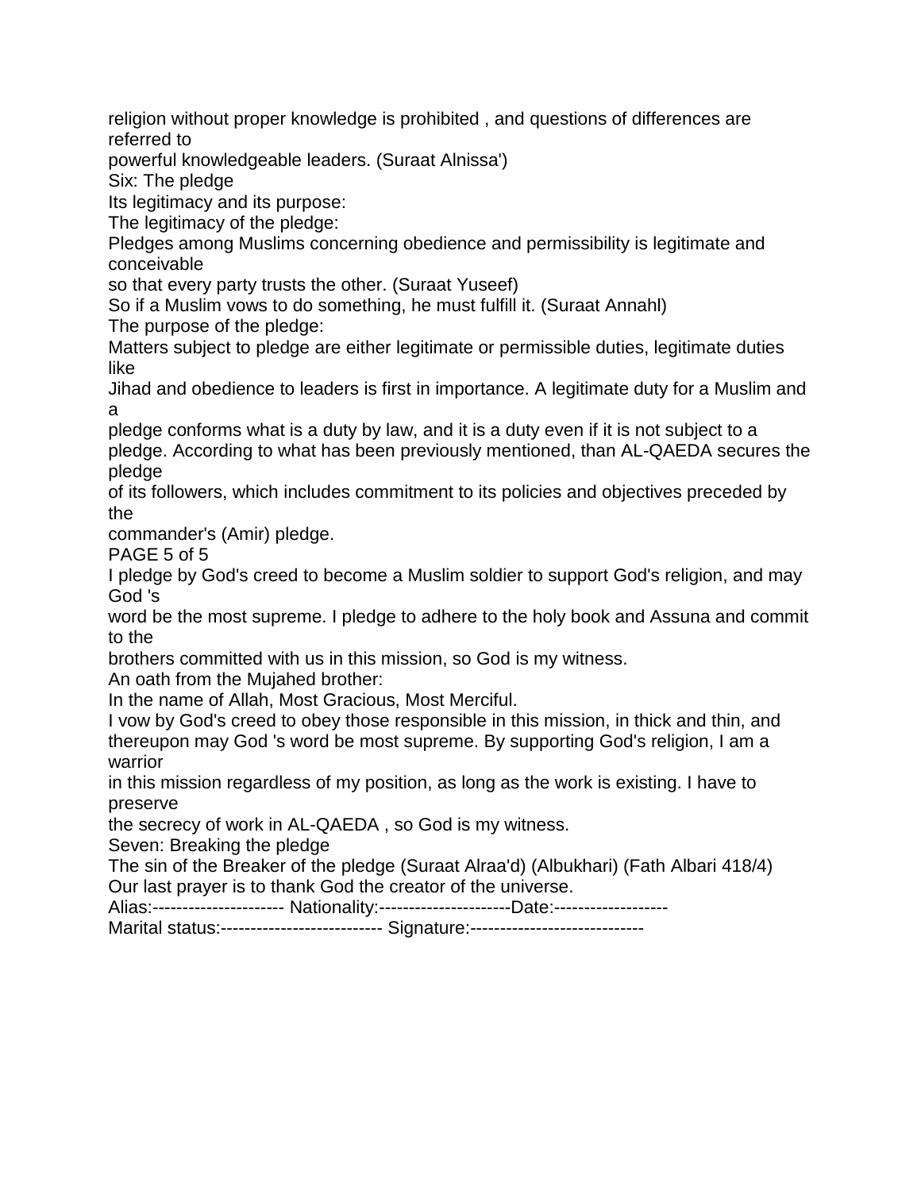religion without proper knowledge is prohibited , and questions of differences are referred to powerful knowledgeable leaders. (Suraat Alnissa')

## Six: The pledge

Its legitimacy and its purpose:

**The legitimacy of the pledge:**

Pledges among Muslims concerning obedience and permissibility is legitimate and conceivable so that every party trusts the other. (Suraat Yuseef)

So if a Muslim vows to do something, he must fulfill it. (Suraat Annahl)

**The purpose of the pledge:**

Matters subject to pledge are either legitimate or permissible duties, legitimate duties like Jihad and obedience to leaders is first in importance. A legitimate duty for a Muslim and a pledge conforms what is a duty by law, and it is a duty even if it is not subject to a pledge. According to what has been previously mentioned, than AL-QAEDA secures the pledge of its followers, which includes commitment to its policies and objectives preceded by the commander's (Amir) pledge.

I pledge by God's creed to become a Muslim soldier to support God's religion, and may God 's word be the most supreme. I pledge to adhere to the holy book and Assuna and commit to the brothers committed with us in this mission, so God is my witness.

An oath from the Mujahed brother:

In the name of Allah, Most Gracious, Most Merciful.

I vow by God's creed to obey those responsible in this mission, in thick and thin, and thereupon may God 's word be most supreme. By supporting God's religion, I am a warrior in this mission regardless of my position, as long as the work is existing. I have to preserve the secrecy of work in AL-QAEDA , so God is my witness.

## Seven: Breaking the pledge

The sin of the Breaker of the pledge (Suraat Alraa'd) (Albukhari) (Fath Albari 418/4)

Our last prayer is to thank God the creator of the universe.

Alias:---------------------- Nationality:----------------------Date:-------------------

Marital status:--------------------------- Signature:-----------------------------